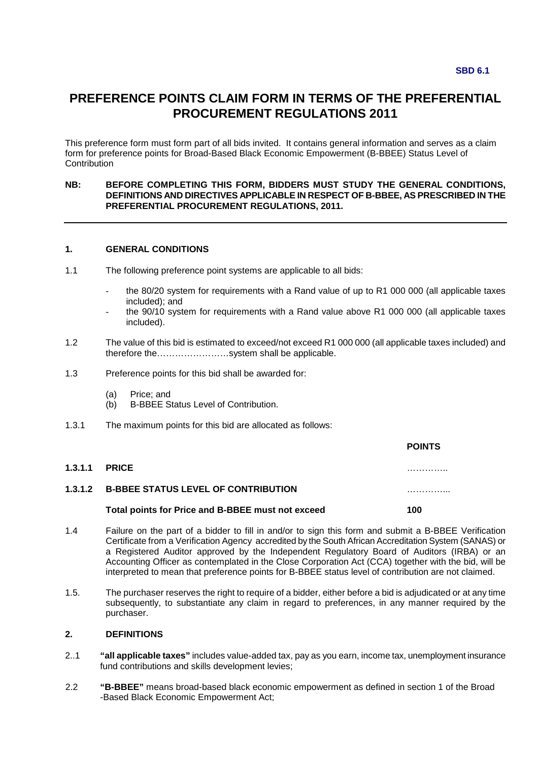**SBD 6.1**

# PREFERENCE POINTS CLAIM FORM IN TERMS OF THE PREFERENTIAL PROCUREMENT REGULATIONS 2011

This preference form must form part of all bids invited. It contains general information and serves as a claim form for preference points for Broad-Based Black Economic Empowerment (B-BBEE) Status Level of Contribution

**NB: BEFORE COMPLETING THIS FORM, BIDDERS MUST STUDY THE GENERAL CONDITIONS, DEFINITIONS AND DIRECTIVES APPLICABLE IN RESPECT OF B-BBEE, AS PRESCRIBED IN THE PREFERENTIAL PROCUREMENT REGULATIONS, 2011.**

---

## 1. GENERAL CONDITIONS

1.1 The following preference point systems are applicable to all bids:

- the 80/20 system for requirements with a Rand value of up to R1 000 000 (all applicable taxes included); and
- the 90/10 system for requirements with a Rand value above R1 000 000 (all applicable taxes included).

1.2 The value of this bid is estimated to exceed/not exceed R1 000 000 (all applicable taxes included) and therefore the……………………system shall be applicable.

1.3 Preference points for this bid shall be awarded for:

(a) Price; and
(b) B-BBEE Status Level of Contribution.

1.3.1 The maximum points for this bid are allocated as follows:

| | | POINTS |
|---|---|---|
| **1.3.1.1** | **PRICE** | ………….. |
| **1.3.1.2** | **B-BBEE STATUS LEVEL OF CONTRIBUTION** | …………... |
| | **Total points for Price and B-BBEE must not exceed** | **100** |

1.4 Failure on the part of a bidder to fill in and/or to sign this form and submit a B-BBEE Verification Certificate from a Verification Agency accredited by the South African Accreditation System (SANAS) or a Registered Auditor approved by the Independent Regulatory Board of Auditors (IRBA) or an Accounting Officer as contemplated in the Close Corporation Act (CCA) together with the bid, will be interpreted to mean that preference points for B-BBEE status level of contribution are not claimed.

1.5. The purchaser reserves the right to require of a bidder, either before a bid is adjudicated or at any time subsequently, to substantiate any claim in regard to preferences, in any manner required by the purchaser.

## 2. DEFINITIONS

2..1 **"all applicable taxes"** includes value-added tax, pay as you earn, income tax, unemployment insurance fund contributions and skills development levies;

2.2 **"B-BBEE"** means broad-based black economic empowerment as defined in section 1 of the Broad -Based Black Economic Empowerment Act;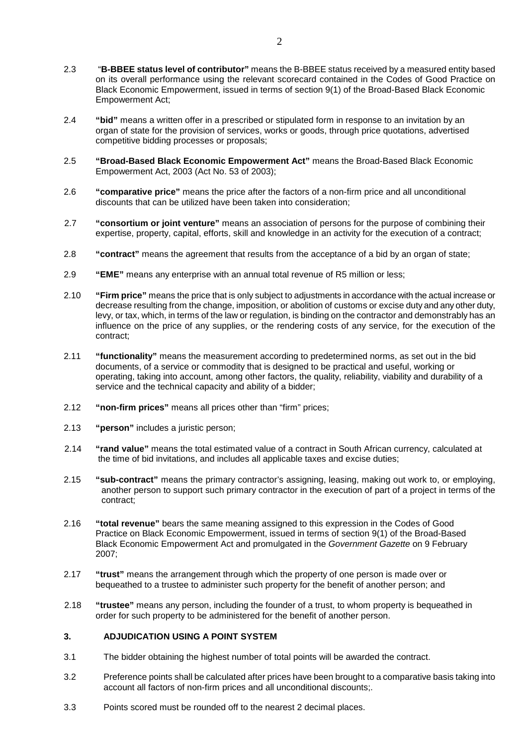2.3 "**B-BBEE status level of contributor"** means the B-BBEE status received by a measured entity based on its overall performance using the relevant scorecard contained in the Codes of Good Practice on Black Economic Empowerment, issued in terms of section 9(1) of the Broad-Based Black Economic Empowerment Act;

2.4 **"bid"** means a written offer in a prescribed or stipulated form in response to an invitation by an organ of state for the provision of services, works or goods, through price quotations, advertised competitive bidding processes or proposals;

2.5 **"Broad-Based Black Economic Empowerment Act"** means the Broad-Based Black Economic Empowerment Act, 2003 (Act No. 53 of 2003);

2.6 **"comparative price"** means the price after the factors of a non-firm price and all unconditional discounts that can be utilized have been taken into consideration;

2.7 **"consortium or joint venture"** means an association of persons for the purpose of combining their expertise, property, capital, efforts, skill and knowledge in an activity for the execution of a contract;

2.8 **"contract"** means the agreement that results from the acceptance of a bid by an organ of state;

2.9 **"EME"** means any enterprise with an annual total revenue of R5 million or less;

2.10 **"Firm price"** means the price that is only subject to adjustments in accordance with the actual increase or decrease resulting from the change, imposition, or abolition of customs or excise duty and any other duty, levy, or tax, which, in terms of the law or regulation, is binding on the contractor and demonstrably has an influence on the price of any supplies, or the rendering costs of any service, for the execution of the contract;

2.11 **"functionality"** means the measurement according to predetermined norms, as set out in the bid documents, of a service or commodity that is designed to be practical and useful, working or operating, taking into account, among other factors, the quality, reliability, viability and durability of a service and the technical capacity and ability of a bidder;

2.12 **"non-firm prices"** means all prices other than "firm" prices;

2.13 **"person"** includes a juristic person;

2.14 **"rand value"** means the total estimated value of a contract in South African currency, calculated at the time of bid invitations, and includes all applicable taxes and excise duties;

2.15 **"sub-contract"** means the primary contractor's assigning, leasing, making out work to, or employing, another person to support such primary contractor in the execution of part of a project in terms of the contract;

2.16 **"total revenue"** bears the same meaning assigned to this expression in the Codes of Good Practice on Black Economic Empowerment, issued in terms of section 9(1) of the Broad-Based Black Economic Empowerment Act and promulgated in the *Government Gazette* on 9 February 2007;

2.17 **"trust"** means the arrangement through which the property of one person is made over or bequeathed to a trustee to administer such property for the benefit of another person; and

2.18 **"trustee"** means any person, including the founder of a trust, to whom property is bequeathed in order for such property to be administered for the benefit of another person.

## 3. ADJUDICATION USING A POINT SYSTEM

3.1 The bidder obtaining the highest number of total points will be awarded the contract.

3.2 Preference points shall be calculated after prices have been brought to a comparative basis taking into account all factors of non-firm prices and all unconditional discounts;.

3.3 Points scored must be rounded off to the nearest 2 decimal places.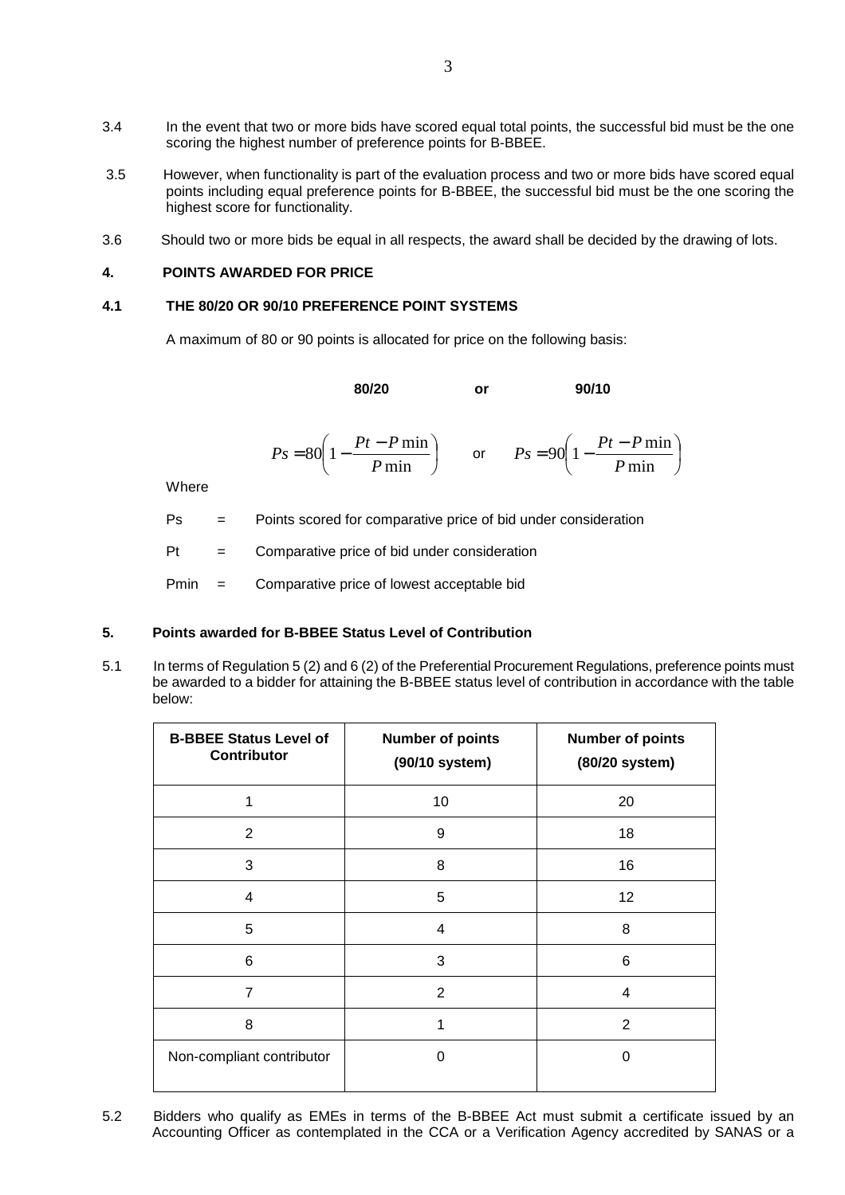3.4 In the event that two or more bids have scored equal total points, the successful bid must be the one scoring the highest number of preference points for B-BBEE.

3.5 However, when functionality is part of the evaluation process and two or more bids have scored equal points including equal preference points for B-BBEE, the successful bid must be the one scoring the highest score for functionality.

3.6 Should two or more bids be equal in all respects, the award shall be decided by the drawing of lots.

#### 4. POINTS AWARDED FOR PRICE

#### 4.1 THE 80/20 OR 90/10 PREFERENCE POINT SYSTEMS

A maximum of 80 or 90 points is allocated for price on the following basis:

**80/20** **or** **90/10**

$$Ps = 80\left(1 - \frac{Pt - P\min}{P\min}\right) \quad \text{or} \quad Ps = 90\left(1 - \frac{Pt - P\min}{P\min}\right)$$

Where

Ps = Points scored for comparative price of bid under consideration

Pt = Comparative price of bid under consideration

Pmin = Comparative price of lowest acceptable bid

#### 5. Points awarded for B-BBEE Status Level of Contribution

5.1 In terms of Regulation 5 (2) and 6 (2) of the Preferential Procurement Regulations, preference points must be awarded to a bidder for attaining the B-BBEE status level of contribution in accordance with the table below:

| B-BBEE Status Level of Contributor | Number of points (90/10 system) | Number of points (80/20 system) |
|---|---|---|
| 1 | 10 | 20 |
| 2 | 9 | 18 |
| 3 | 8 | 16 |
| 4 | 5 | 12 |
| 5 | 4 | 8 |
| 6 | 3 | 6 |
| 7 | 2 | 4 |
| 8 | 1 | 2 |
| Non-compliant contributor | 0 | 0 |

5.2 Bidders who qualify as EMEs in terms of the B-BBEE Act must submit a certificate issued by an Accounting Officer as contemplated in the CCA or a Verification Agency accredited by SANAS or a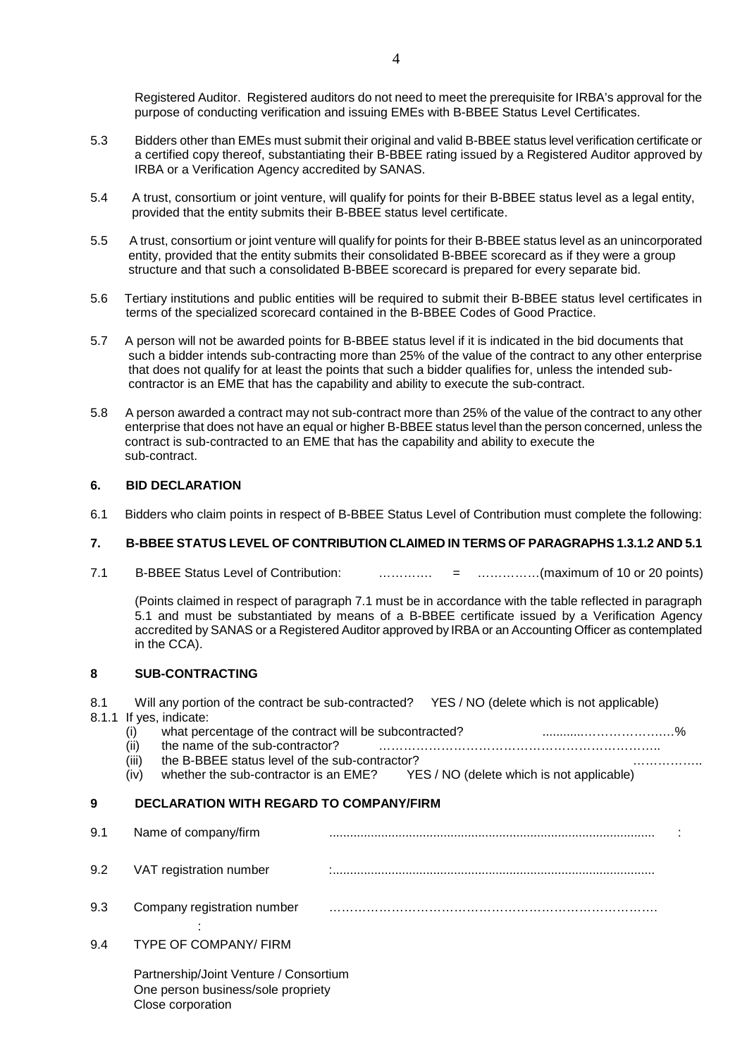Registered Auditor. Registered auditors do not need to meet the prerequisite for IRBA's approval for the purpose of conducting verification and issuing EMEs with B-BBEE Status Level Certificates.

5.3 Bidders other than EMEs must submit their original and valid B-BBEE status level verification certificate or a certified copy thereof, substantiating their B-BBEE rating issued by a Registered Auditor approved by IRBA or a Verification Agency accredited by SANAS.

5.4 A trust, consortium or joint venture, will qualify for points for their B-BBEE status level as a legal entity, provided that the entity submits their B-BBEE status level certificate.

5.5 A trust, consortium or joint venture will qualify for points for their B-BBEE status level as an unincorporated entity, provided that the entity submits their consolidated B-BBEE scorecard as if they were a group structure and that such a consolidated B-BBEE scorecard is prepared for every separate bid.

5.6 Tertiary institutions and public entities will be required to submit their B-BBEE status level certificates in terms of the specialized scorecard contained in the B-BBEE Codes of Good Practice.

5.7 A person will not be awarded points for B-BBEE status level if it is indicated in the bid documents that such a bidder intends sub-contracting more than 25% of the value of the contract to any other enterprise that does not qualify for at least the points that such a bidder qualifies for, unless the intended sub-contractor is an EME that has the capability and ability to execute the sub-contract.

5.8 A person awarded a contract may not sub-contract more than 25% of the value of the contract to any other enterprise that does not have an equal or higher B-BBEE status level than the person concerned, unless the contract is sub-contracted to an EME that has the capability and ability to execute the sub-contract.

## 6. BID DECLARATION

6.1 Bidders who claim points in respect of B-BBEE Status Level of Contribution must complete the following:

## 7. B-BBEE STATUS LEVEL OF CONTRIBUTION CLAIMED IN TERMS OF PARAGRAPHS 1.3.1.2 AND 5.1

7.1 B-BBEE Status Level of Contribution: …………. = ……………(maximum of 10 or 20 points)

(Points claimed in respect of paragraph 7.1 must be in accordance with the table reflected in paragraph 5.1 and must be substantiated by means of a B-BBEE certificate issued by a Verification Agency accredited by SANAS or a Registered Auditor approved by IRBA or an Accounting Officer as contemplated in the CCA).

## 8 SUB-CONTRACTING

8.1 Will any portion of the contract be sub-contracted? YES / NO (delete which is not applicable)

8.1.1 If yes, indicate:

(i) what percentage of the contract will be subcontracted? ............………………….%

(ii) the name of the sub-contractor? …………………………………………………………..

(iii) the B-BBEE status level of the sub-contractor? ……………..

(iv) whether the sub-contractor is an EME? YES / NO (delete which is not applicable)

## 9 DECLARATION WITH REGARD TO COMPANY/FIRM

9.1 Name of company/firm ............................................................................................. :

9.2 VAT registration number :............................................................................................

9.3 Company registration number : …………………………………………………………………….

9.4 TYPE OF COMPANY/ FIRM

Partnership/Joint Venture / Consortium
One person business/sole propriety
Close corporation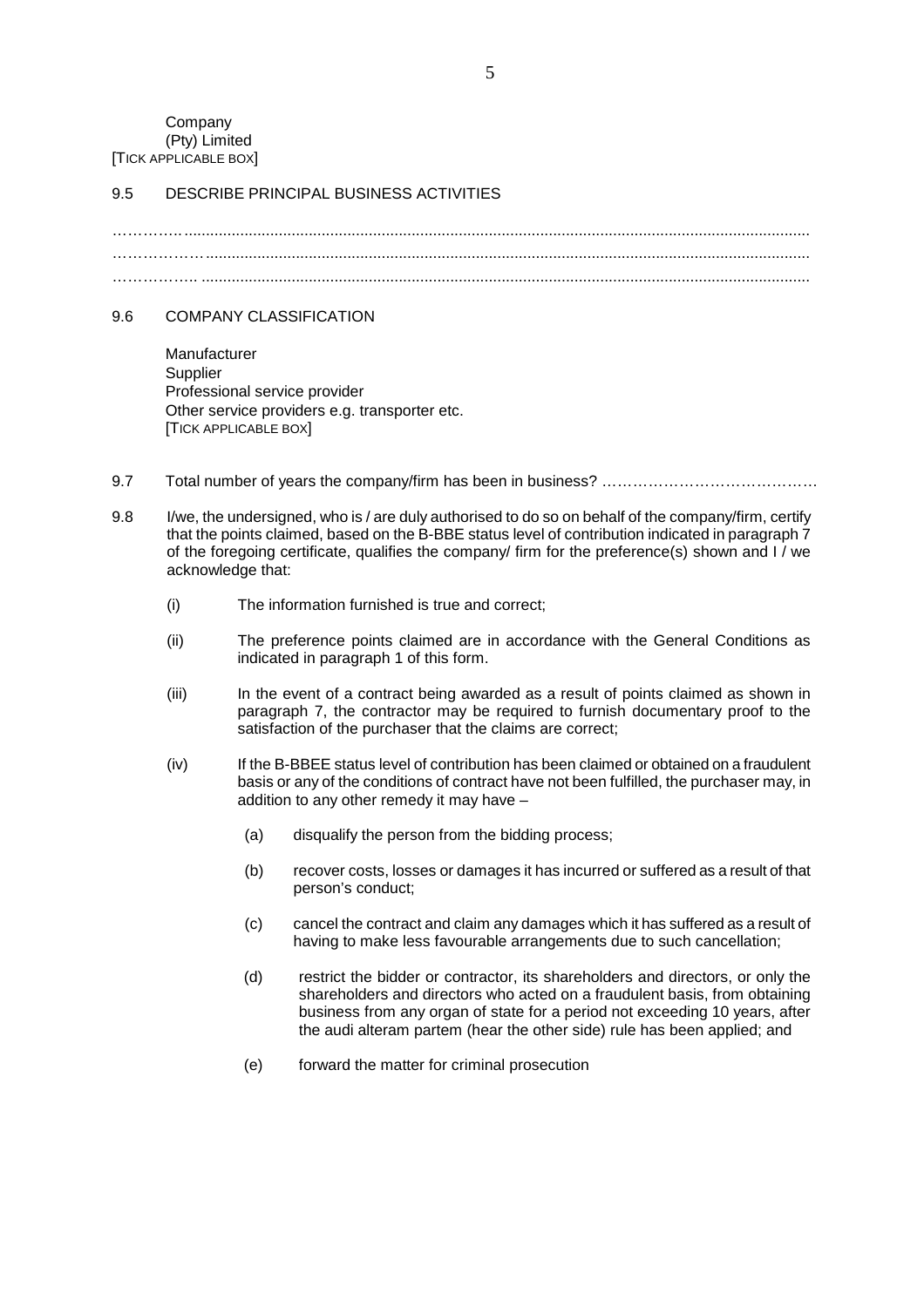Company
(Pty) Limited
[TICK APPLICABLE BOX]

9.5 DESCRIBE PRINCIPAL BUSINESS ACTIVITIES

……………..............................................................................................................................................
………………….........................................................................................................................................
……………….. ..........................................................................................................................................

9.6 COMPANY CLASSIFICATION

Manufacturer
Supplier
Professional service provider
Other service providers e.g. transporter etc.
[TICK APPLICABLE BOX]

9.7 Total number of years the company/firm has been in business? ……………………………………

9.8 I/we, the undersigned, who is / are duly authorised to do so on behalf of the company/firm, certify that the points claimed, based on the B-BBE status level of contribution indicated in paragraph 7 of the foregoing certificate, qualifies the company/ firm for the preference(s) shown and I / we acknowledge that:

(i) The information furnished is true and correct;

(ii) The preference points claimed are in accordance with the General Conditions as indicated in paragraph 1 of this form.

(iii) In the event of a contract being awarded as a result of points claimed as shown in paragraph 7, the contractor may be required to furnish documentary proof to the satisfaction of the purchaser that the claims are correct;

(iv) If the B-BBEE status level of contribution has been claimed or obtained on a fraudulent basis or any of the conditions of contract have not been fulfilled, the purchaser may, in addition to any other remedy it may have –

(a) disqualify the person from the bidding process;

(b) recover costs, losses or damages it has incurred or suffered as a result of that person's conduct;

(c) cancel the contract and claim any damages which it has suffered as a result of having to make less favourable arrangements due to such cancellation;

(d) restrict the bidder or contractor, its shareholders and directors, or only the shareholders and directors who acted on a fraudulent basis, from obtaining business from any organ of state for a period not exceeding 10 years, after the audi alteram partem (hear the other side) rule has been applied; and

(e) forward the matter for criminal prosecution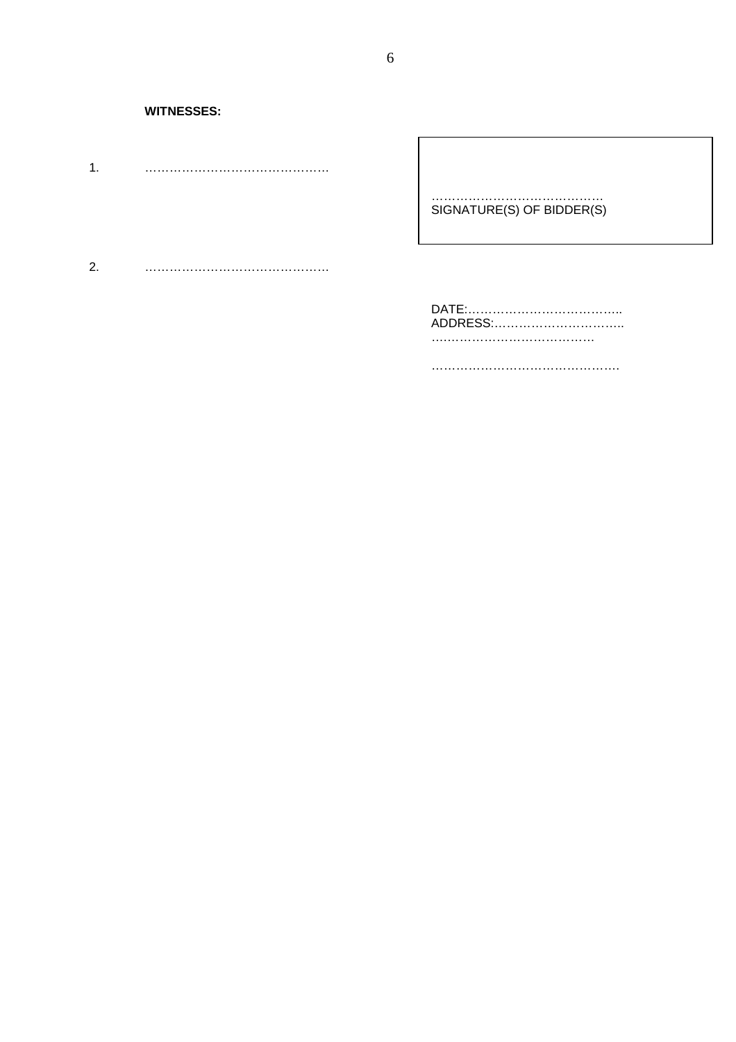**WITNESSES:**

1. ……………………………………….

……………………………………
SIGNATURE(S) OF BIDDER(S)

2. ……………………………………….

DATE:………………………………..
ADDRESS:…………………………..
…………………………………

……………………………………….